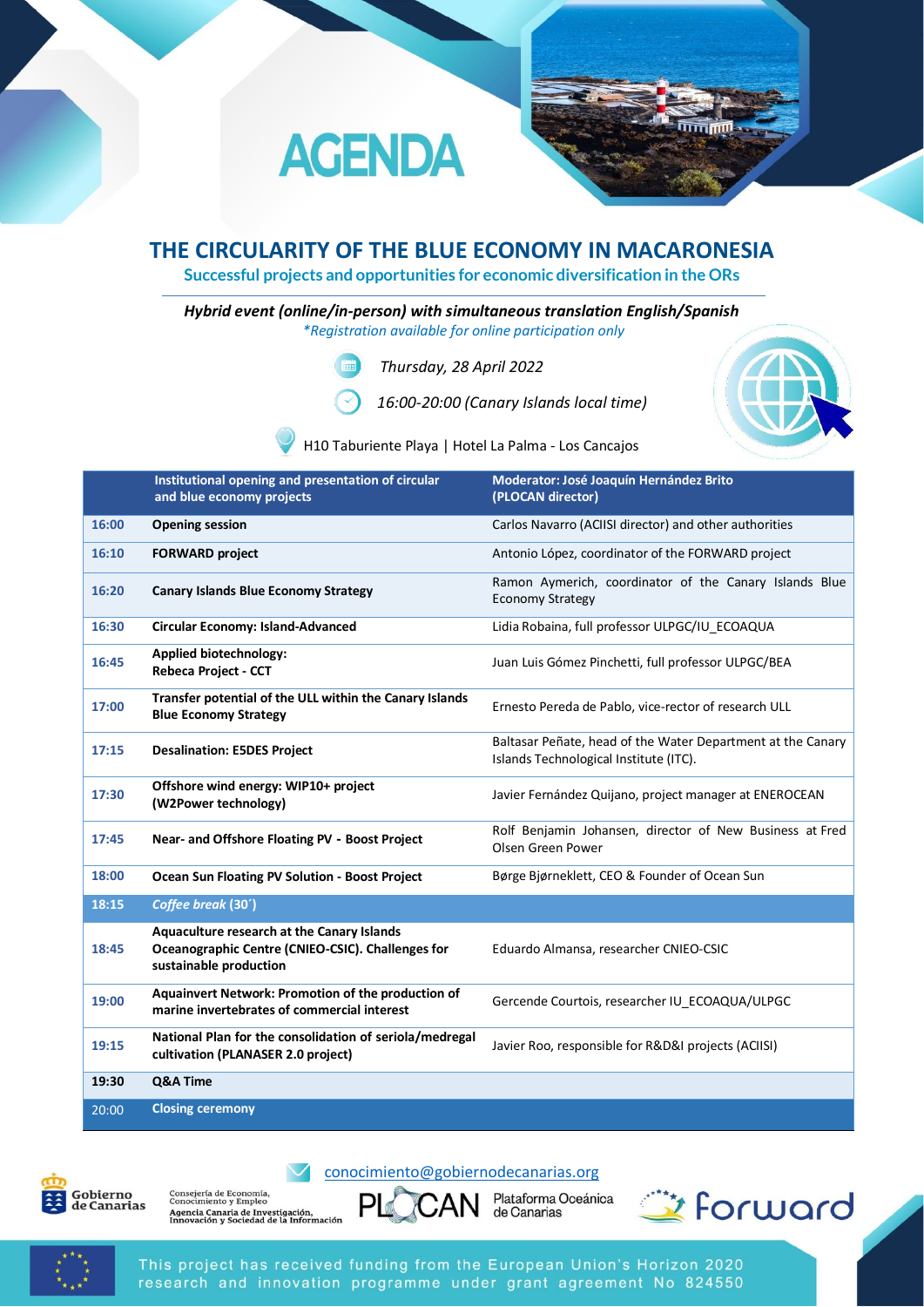# AGENDA

## THE CIRCULARITY OF THE BLUE ECONOMY IN MACARONESIA

### Successful projects and opportunities for economic diversification in the ORs

***Hybrid event (online/in-person) with simultaneous translation English/Spanish***

*\*Registration available for online participation only*

*Thursday, 28 April 2022*

*16:00-20:00 (Canary Islands local time)*

H10 Taburiente Playa | Hotel La Palma - Los Cancajos

| | Institutional opening and presentation of circular and blue economy projects | Moderator: José Joaquín Hernández Brito (PLOCAN director) |
|---|---|---|
| 16:00 | **Opening session** | Carlos Navarro (ACIISI director) and other authorities |
| 16:10 | **FORWARD project** | Antonio López, coordinator of the FORWARD project |
| 16:20 | **Canary Islands Blue Economy Strategy** | Ramon Aymerich, coordinator of the Canary Islands Blue Economy Strategy |
| 16:30 | **Circular Economy: Island-Advanced** | Lidia Robaina, full professor ULPGC/IU_ECOAQUA |
| 16:45 | **Applied biotechnology: Rebeca Project - CCT** | Juan Luis Gómez Pinchetti, full professor ULPGC/BEA |
| 17:00 | **Transfer potential of the ULL within the Canary Islands Blue Economy Strategy** | Ernesto Pereda de Pablo, vice-rector of research ULL |
| 17:15 | **Desalination: E5DES Project** | Baltasar Peñate, head of the Water Department at the Canary Islands Technological Institute (ITC). |
| 17:30 | **Offshore wind energy: WIP10+ project (W2Power technology)** | Javier Fernández Quijano, project manager at ENEROCEAN |
| 17:45 | **Near- and Offshore Floating PV - Boost Project** | Rolf Benjamin Johansen, director of New Business at Fred Olsen Green Power |
| 18:00 | **Ocean Sun Floating PV Solution - Boost Project** | Børge Bjørneklett, CEO & Founder of Ocean Sun |
| 18:15 | ***Coffee break* (30´)** | |
| 18:45 | **Aquaculture research at the Canary Islands Oceanographic Centre (CNIEO-CSIC). Challenges for sustainable production** | Eduardo Almansa, researcher CNIEO-CSIC |
| 19:00 | **Aquainvert Network: Promotion of the production of marine invertebrates of commercial interest** | Gercende Courtois, researcher IU_ECOAQUA/ULPGC |
| 19:15 | **National Plan for the consolidation of seriola/medregal cultivation (PLANASER 2.0 project)** | Javier Roo, responsible for R&D&I projects (ACIISI) |
| 19:30 | **Q&A Time** | |
| 20:00 | **Closing ceremony** | |

conocimiento@gobiernodecanarias.org

Gobierno de Canarias

Consejería de Economía, Conocimiento y Empleo

Agencia Canaria de Investigación, Innovación y Sociedad de la Información

PLOCAN Plataforma Oceánica de Canarias

forward

This project has received funding from the European Union's Horizon 2020 research and innovation programme under grant agreement No 824550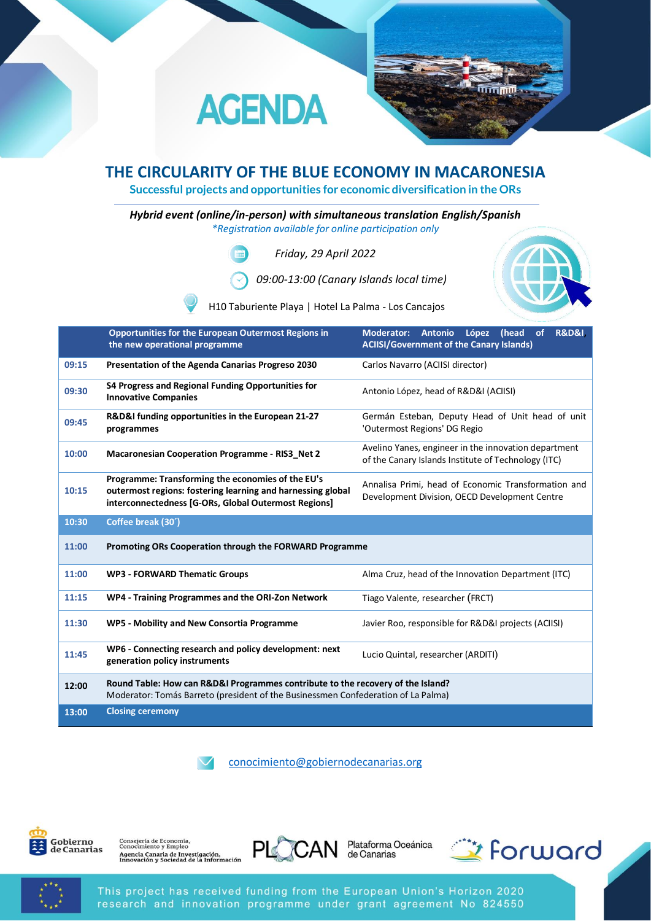# AGENDA

## THE CIRCULARITY OF THE BLUE ECONOMY IN MACARONESIA

### Successful projects and opportunities for economic diversification in the ORs

***Hybrid event (online/in-person) with simultaneous translation English/Spanish***

*\*Registration available for online participation only*

*Friday, 29 April 2022*

*09:00-13:00 (Canary Islands local time)*

H10 Taburiente Playa | Hotel La Palma - Los Cancajos

| | **Opportunities for the European Outermost Regions in the new operational programme** | **Moderator: Antonio López (head of R&D&I, ACIISI/Government of the Canary Islands)** |
|---|---|---|
| **09:15** | **Presentation of the Agenda Canarias Progreso 2030** | Carlos Navarro (ACIISI director) |
| **09:30** | **S4 Progress and Regional Funding Opportunities for Innovative Companies** | Antonio López, head of R&D&I (ACIISI) |
| **09:45** | **R&D&I funding opportunities in the European 21-27 programmes** | Germán Esteban, Deputy Head of Unit head of unit 'Outermost Regions' DG Regio |
| **10:00** | **Macaronesian Cooperation Programme - RIS3_Net 2** | Avelino Yanes, engineer in the innovation department of the Canary Islands Institute of Technology (ITC) |
| **10:15** | **Programme: Transforming the economies of the EU's outermost regions: fostering learning and harnessing global interconnectedness [G-ORs, Global Outermost Regions]** | Annalisa Primi, head of Economic Transformation and Development Division, OECD Development Centre |
| **10:30** | **Coffee break (30´)** | |
| **11:00** | **Promoting ORs Cooperation through the FORWARD Programme** | |
| **11:00** | **WP3 - FORWARD Thematic Groups** | Alma Cruz, head of the Innovation Department (ITC) |
| **11:15** | **WP4 - Training Programmes and the ORI-Zon Network** | Tiago Valente, researcher (FRCT) |
| **11:30** | **WP5 - Mobility and New Consortia Programme** | Javier Roo, responsible for R&D&I projects (ACIISI) |
| **11:45** | **WP6 - Connecting research and policy development: next generation policy instruments** | Lucio Quintal, researcher (ARDITI) |
| **12:00** | **Round Table: How can R&D&I Programmes contribute to the recovery of the Island?** Moderator: Tomás Barreto (president of the Businessmen Confederation of La Palma) | |
| **13:00** | **Closing ceremony** | |

conocimiento@gobiernodecanarias.org

Gobierno de Canarias — Consejería de Economía, Conocimiento y Empleo — Agencia Canaria de Investigación, Innovación y Sociedad de la Información

PLOCAN Plataforma Oceánica de Canarias

forward

This project has received funding from the European Union's Horizon 2020 research and innovation programme under grant agreement No 824550